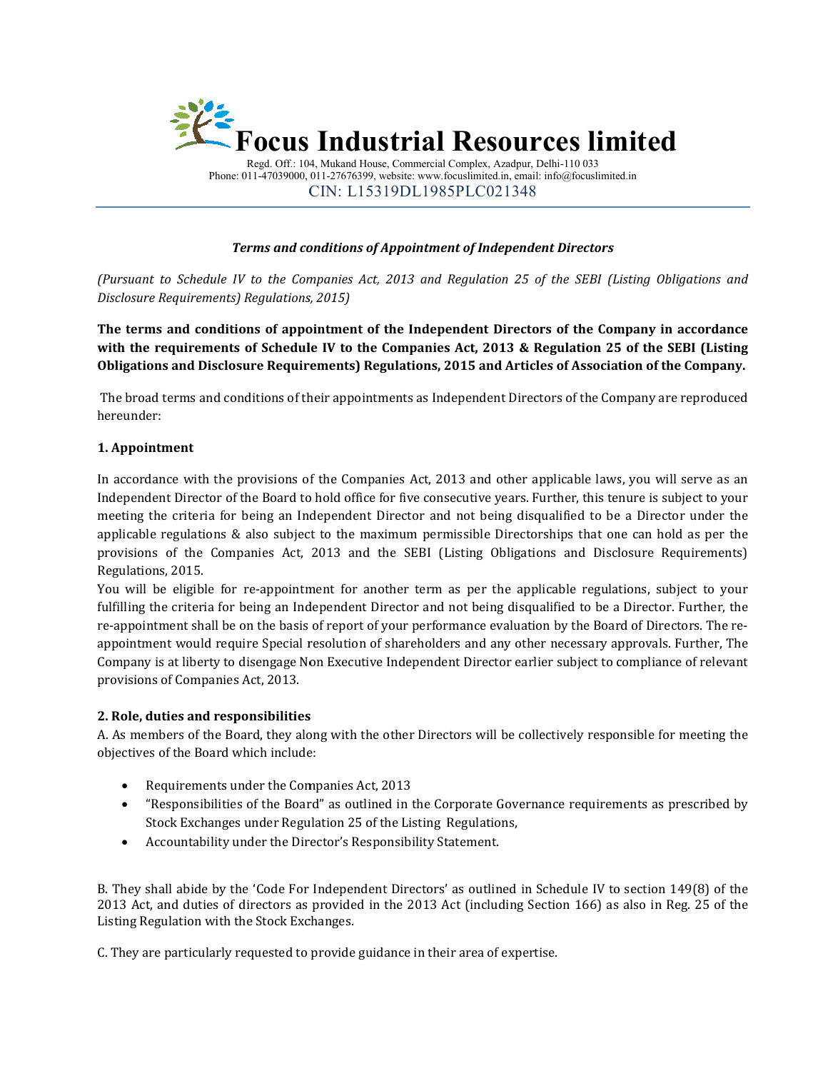# Focus Industrial Resources limited

Regd. Off.: 104, Mukand House, Commercial Complex, Azadpur, Delhi-110 033
Phone: 011-47039000, 011-27676399, website: www.focuslimited.in, email: info@focuslimited.in
CIN: L15319DL1985PLC021348

***Terms and conditions of Appointment of Independent Directors***

*(Pursuant to Schedule IV to the Companies Act, 2013 and Regulation 25 of the SEBI (Listing Obligations and Disclosure Requirements) Regulations, 2015)*

**The terms and conditions of appointment of the Independent Directors of the Company in accordance with the requirements of Schedule IV to the Companies Act, 2013 & Regulation 25 of the SEBI (Listing Obligations and Disclosure Requirements) Regulations, 2015 and Articles of Association of the Company.**

The broad terms and conditions of their appointments as Independent Directors of the Company are reproduced hereunder:

**1. Appointment**

In accordance with the provisions of the Companies Act, 2013 and other applicable laws, you will serve as an Independent Director of the Board to hold office for five consecutive years. Further, this tenure is subject to your meeting the criteria for being an Independent Director and not being disqualified to be a Director under the applicable regulations & also subject to the maximum permissible Directorships that one can hold as per the provisions of the Companies Act, 2013 and the SEBI (Listing Obligations and Disclosure Requirements) Regulations, 2015.

You will be eligible for re-appointment for another term as per the applicable regulations, subject to your fulfilling the criteria for being an Independent Director and not being disqualified to be a Director. Further, the re-appointment shall be on the basis of report of your performance evaluation by the Board of Directors. The re-appointment would require Special resolution of shareholders and any other necessary approvals. Further, The Company is at liberty to disengage Non Executive Independent Director earlier subject to compliance of relevant provisions of Companies Act, 2013.

**2. Role, duties and responsibilities**

A. As members of the Board, they along with the other Directors will be collectively responsible for meeting the objectives of the Board which include:

- Requirements under the Companies Act, 2013
- "Responsibilities of the Board" as outlined in the Corporate Governance requirements as prescribed by Stock Exchanges under Regulation 25 of the Listing Regulations,
- Accountability under the Director's Responsibility Statement.

B. They shall abide by the 'Code For Independent Directors' as outlined in Schedule IV to section 149(8) of the 2013 Act, and duties of directors as provided in the 2013 Act (including Section 166) as also in Reg. 25 of the Listing Regulation with the Stock Exchanges.

C. They are particularly requested to provide guidance in their area of expertise.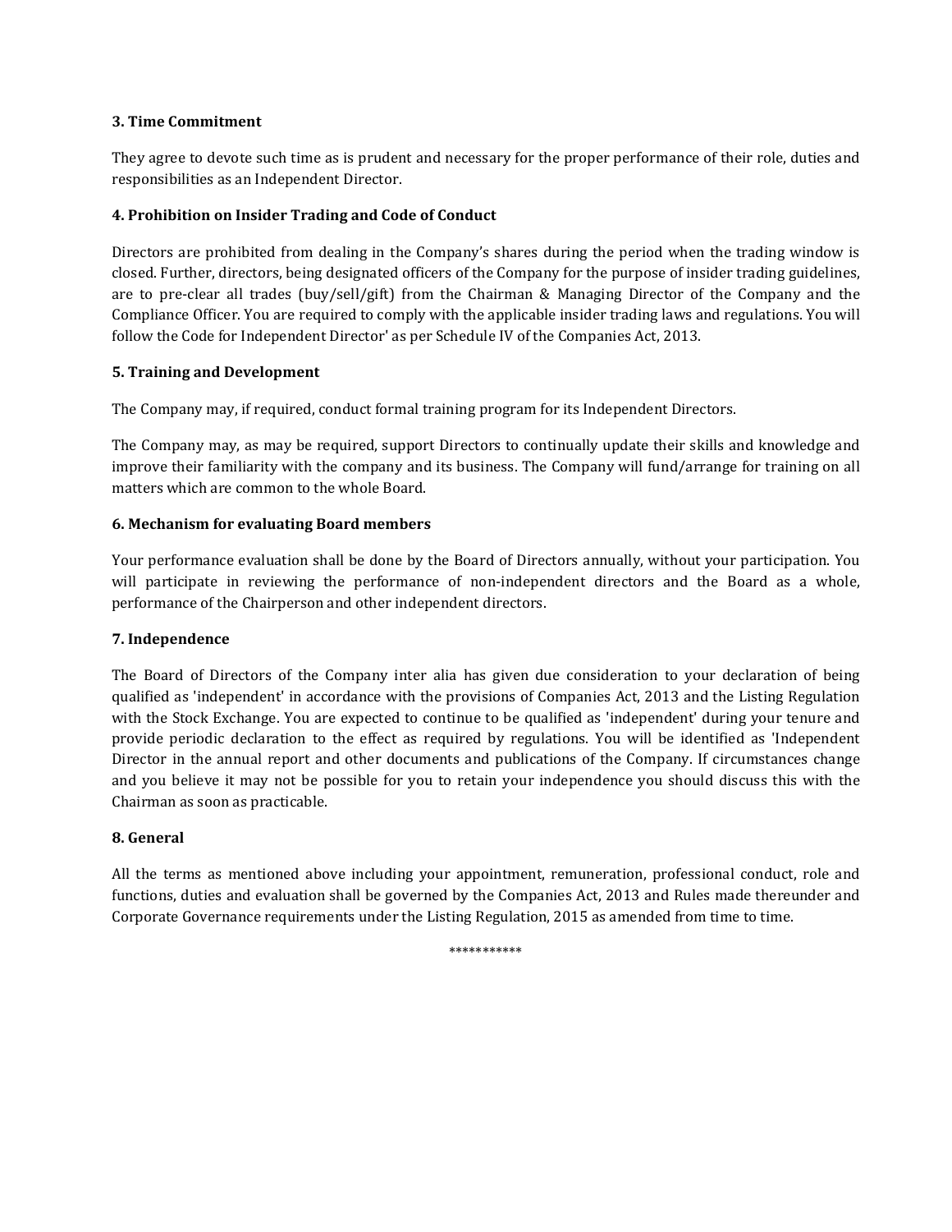**3. Time Commitment**

They agree to devote such time as is prudent and necessary for the proper performance of their role, duties and responsibilities as an Independent Director.

**4. Prohibition on Insider Trading and Code of Conduct**

Directors are prohibited from dealing in the Company's shares during the period when the trading window is closed. Further, directors, being designated officers of the Company for the purpose of insider trading guidelines, are to pre-clear all trades (buy/sell/gift) from the Chairman & Managing Director of the Company and the Compliance Officer. You are required to comply with the applicable insider trading laws and regulations. You will follow the Code for Independent Director' as per Schedule IV of the Companies Act, 2013.

**5. Training and Development**

The Company may, if required, conduct formal training program for its Independent Directors.

The Company may, as may be required, support Directors to continually update their skills and knowledge and improve their familiarity with the company and its business. The Company will fund/arrange for training on all matters which are common to the whole Board.

**6. Mechanism for evaluating Board members**

Your performance evaluation shall be done by the Board of Directors annually, without your participation. You will participate in reviewing the performance of non-independent directors and the Board as a whole, performance of the Chairperson and other independent directors.

**7. Independence**

The Board of Directors of the Company inter alia has given due consideration to your declaration of being qualified as 'independent' in accordance with the provisions of Companies Act, 2013 and the Listing Regulation with the Stock Exchange. You are expected to continue to be qualified as 'independent' during your tenure and provide periodic declaration to the effect as required by regulations. You will be identified as 'Independent Director in the annual report and other documents and publications of the Company. If circumstances change and you believe it may not be possible for you to retain your independence you should discuss this with the Chairman as soon as practicable.

**8. General**

All the terms as mentioned above including your appointment, remuneration, professional conduct, role and functions, duties and evaluation shall be governed by the Companies Act, 2013 and Rules made thereunder and Corporate Governance requirements under the Listing Regulation, 2015 as amended from time to time.

***********